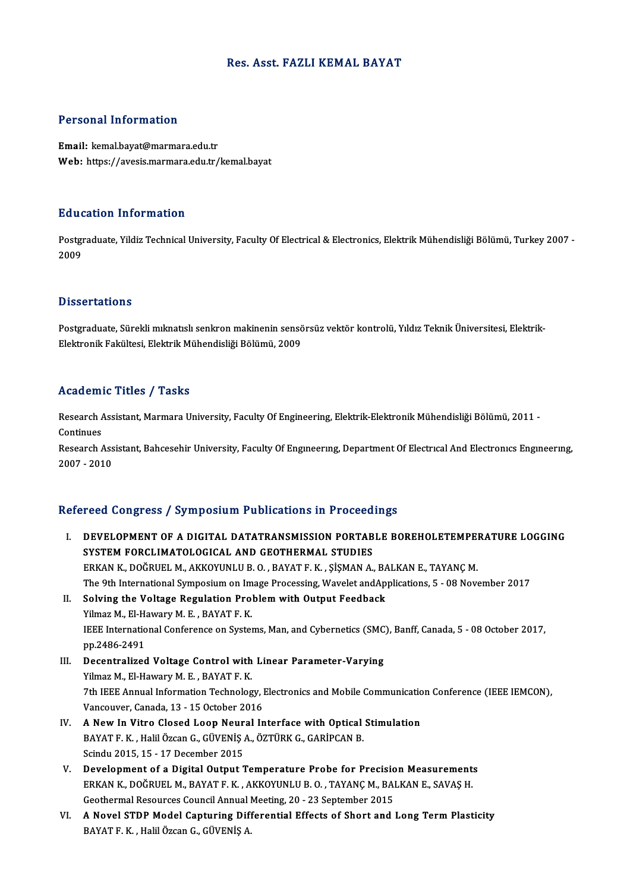# Res. Asst. FAZLI KEMAL BAYAT

## Personal Information

**Email:** kemal.bayat@marmara.edu.tr
**Web:** https://avesis.marmara.edu.tr/kemal.bayat

## Education Information

Postgraduate, Yildiz Technical University, Faculty Of Electrical & Electronics, Elektrik Mühendisliği Bölümü, Turkey 2007 - 2009

## Dissertations

Postgraduate, Sürekli mıknatıslı senkron makinenin sensörsüz vektör kontrolü, Yıldız Teknik Üniversitesi, Elektrik-Elektronik Fakültesi, Elektrik Mühendisliği Bölümü, 2009

## Academic Titles / Tasks

Research Assistant, Marmara University, Faculty Of Engineering, Elektrik-Elektronik Mühendisliği Bölümü, 2011 - Continues

Research Assistant, Bahcesehir University, Faculty Of Engıneerıng, Department Of Electrıcal And Electronıcs Engıneerıng, 2007 - 2010

## Refereed Congress / Symposium Publications in Proceedings

I. **DEVELOPMENT OF A DIGITAL DATATRANSMISSION PORTABLE BOREHOLETEMPERATURE LOGGING SYSTEM FORCLIMATOLOGICAL AND GEOTHERMAL STUDIES**
ERKAN K., DOĞRUEL M., AKKOYUNLU B. O. , BAYAT F. K. , ŞİŞMAN A., BALKAN E., TAYANÇ M.
The 9th International Symposium on Image Processing, Wavelet andApplications, 5 - 08 November 2017

II. **Solving the Voltage Regulation Problem with Output Feedback**
Yilmaz M., El-Hawary M. E. , BAYAT F. K.
IEEE International Conference on Systems, Man, and Cybernetics (SMC), Banff, Canada, 5 - 08 October 2017, pp.2486-2491

III. **Decentralized Voltage Control with Linear Parameter-Varying**
Yilmaz M., El-Hawary M. E. , BAYAT F. K.
7th IEEE Annual Information Technology, Electronics and Mobile Communication Conference (IEEE IEMCON), Vancouver, Canada, 13 - 15 October 2016

IV. **A New In Vitro Closed Loop Neural Interface with Optical Stimulation**
BAYAT F. K. , Halil Özcan G., GÜVENİŞ A., ÖZTÜRK G., GARİPCAN B.
Scindu 2015, 15 - 17 December 2015

V. **Development of a Digital Output Temperature Probe for Precision Measurements**
ERKAN K., DOĞRUEL M., BAYAT F. K. , AKKOYUNLU B. O. , TAYANÇ M., BALKAN E., SAVAŞ H.
Geothermal Resources Council Annual Meeting, 20 - 23 September 2015

VI. **A Novel STDP Model Capturing Differential Effects of Short and Long Term Plasticity**
BAYAT F. K. , Halil Özcan G., GÜVENİŞ A.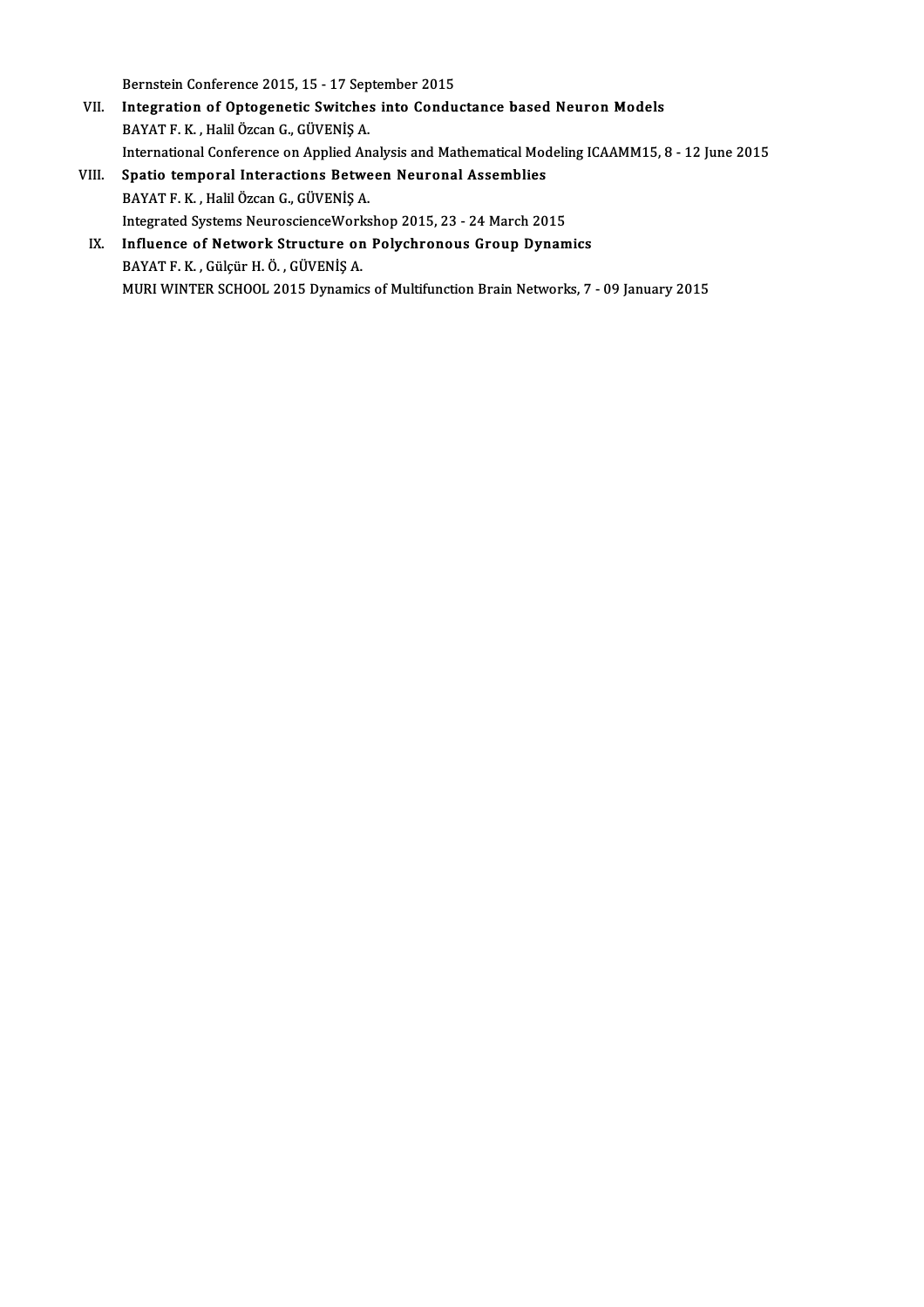Bernstein Conference 2015, 15 - 17 September 2015

VII. **Integration of Optogenetic Switches into Conductance based Neuron Models**
BAYAT F. K. , Halil Özcan G., GÜVENİŞ A.
International Conference on Applied Analysis and Mathematical Modeling ICAAMM15, 8 - 12 June 2015

VIII. **Spatio temporal Interactions Between Neuronal Assemblies**
BAYAT F. K. , Halil Özcan G., GÜVENİŞ A.
Integrated Systems NeuroscienceWorkshop 2015, 23 - 24 March 2015

IX. **Influence of Network Structure on Polychronous Group Dynamics**
BAYAT F. K. , Gülçür H. Ö. , GÜVENİŞ A.
MURI WINTER SCHOOL 2015 Dynamics of Multifunction Brain Networks, 7 - 09 January 2015